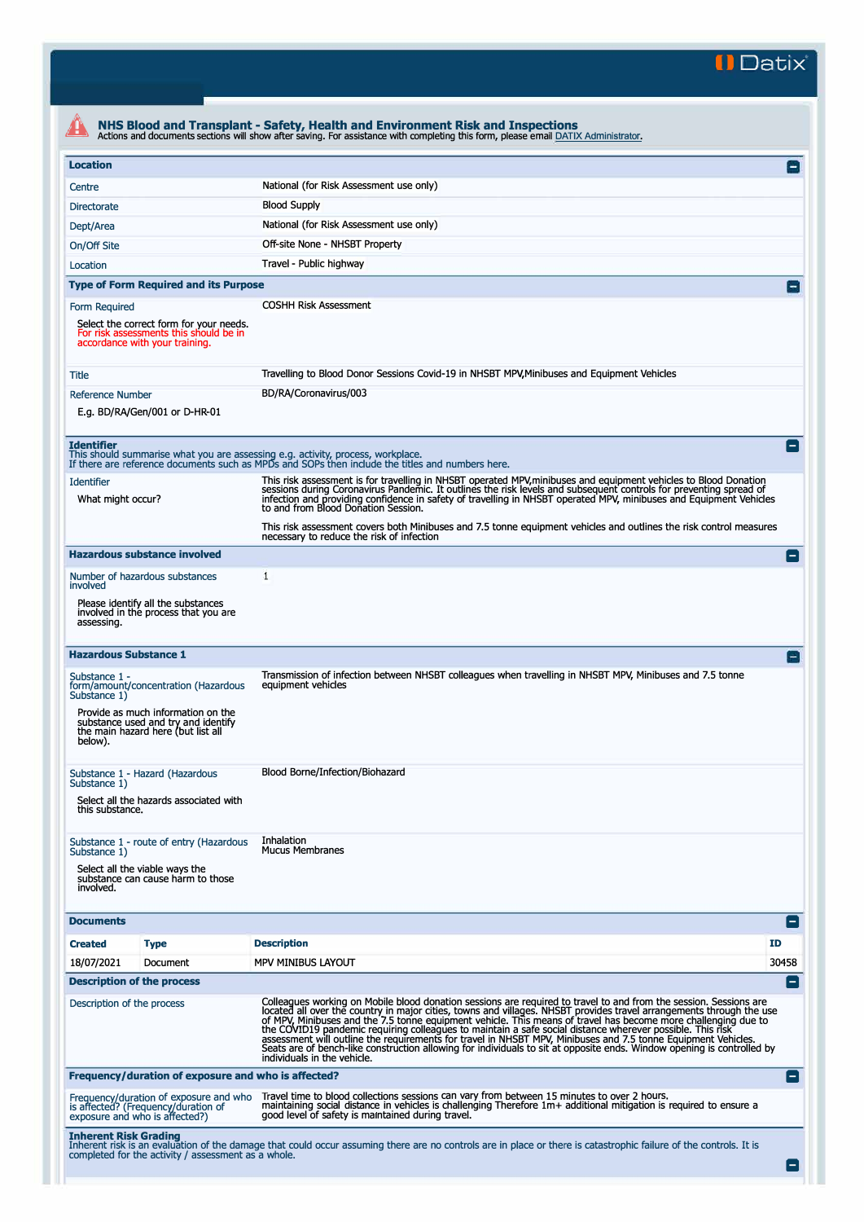Datix

# NHS Blood and Transplant - Safety, Health and Environment Risk and Inspections

Actions and documents sections will show after saving. For assistance with completing this form, please email DATIX Administrator.

## Location

| | |
|---|---|
| Centre | National (for Risk Assessment use only) |
| Directorate | Blood Supply |
| Dept/Area | National (for Risk Assessment use only) |
| On/Off Site | Off-site None - NHSBT Property |
| Location | Travel - Public highway |

## Type of Form Required and its Purpose

**Form Required**

Select the correct form for your needs. For risk assessments this should be in accordance with your training.

COSHH Risk Assessment

**Title**

Travelling to Blood Donor Sessions Covid-19 in NHSBT MPV,Minibuses and Equipment Vehicles

**Reference Number**

E.g. BD/RA/Gen/001 or D-HR-01

BD/RA/Coronavirus/003

## Identifier

This should summarise what you are assessing e.g. activity, process, workplace. If there are reference documents such as MPDs and SOPs then include the titles and numbers here.

**Identifier**

What might occur?

This risk assessment is for travelling in NHSBT operated MPV,minibuses and equipment vehicles to Blood Donation sessions during Coronavirus Pandemic. It outlines the risk levels and subsequent controls for preventing spread of infection and providing confidence in safety of travelling in NHSBT operated MPV, minibuses and Equipment Vehicles to and from Blood Donation Session.

This risk assessment covers both Minibuses and 7.5 tonne equipment vehicles and outlines the risk control measures necessary to reduce the risk of infection

## Hazardous substance involved

**Number of hazardous substances involved**

Please identify all the substances involved in the process that you are assessing.

1

## Hazardous Substance 1

**Substance 1 - form/amount/concentration (Hazardous Substance 1)**

Provide as much information on the substance used and try and identify the main hazard here (but list all below).

Transmission of infection between NHSBT colleagues when travelling in NHSBT MPV, Minibuses and 7.5 tonne equipment vehicles

**Substance 1 - Hazard (Hazardous Substance 1)**

Select all the hazards associated with this substance.

Blood Borne/Infection/Biohazard

**Substance 1 - route of entry (Hazardous Substance 1)**

Select all the viable ways the substance can cause harm to those involved.

Inhalation
Mucus Membranes

## Documents

| Created | Type | Description | ID |
|---|---|---|---|
| 18/07/2021 | Document | MPV MINIBUS LAYOUT | 30458 |

## Description of the process

**Description of the process**

Colleagues working on Mobile blood donation sessions are required to travel to and from the session. Sessions are located all over the country in major cities, towns and villages. NHSBT provides travel arrangements through the use of MPV, Minibuses and the 7.5 tonne equipment vehicle. This means of travel has become more challenging due to the COVID19 pandemic requiring colleagues to maintain a safe social distance wherever possible. This risk assessment will outline the requirements for travel in NHSBT MPV, Minibuses and 7.5 tonne Equipment Vehicles. Seats are of bench-like construction allowing for individuals to sit at opposite ends. Window opening is controlled by individuals in the vehicle.

## Frequency/duration of exposure and who is affected?

**Frequency/duration of exposure and who is affected? (Frequency/duration of exposure and who is affected?)**

Travel time to blood collections sessions can vary from between 15 minutes to over 2 hours. maintaining social distance in vehicles is challenging Therefore 1m+ additional mitigation is required to ensure a good level of safety is maintained during travel.

## Inherent Risk Grading

Inherent risk is an evaluation of the damage that could occur assuming there are no controls are in place or there is catastrophic failure of the controls. It is completed for the activity / assessment as a whole.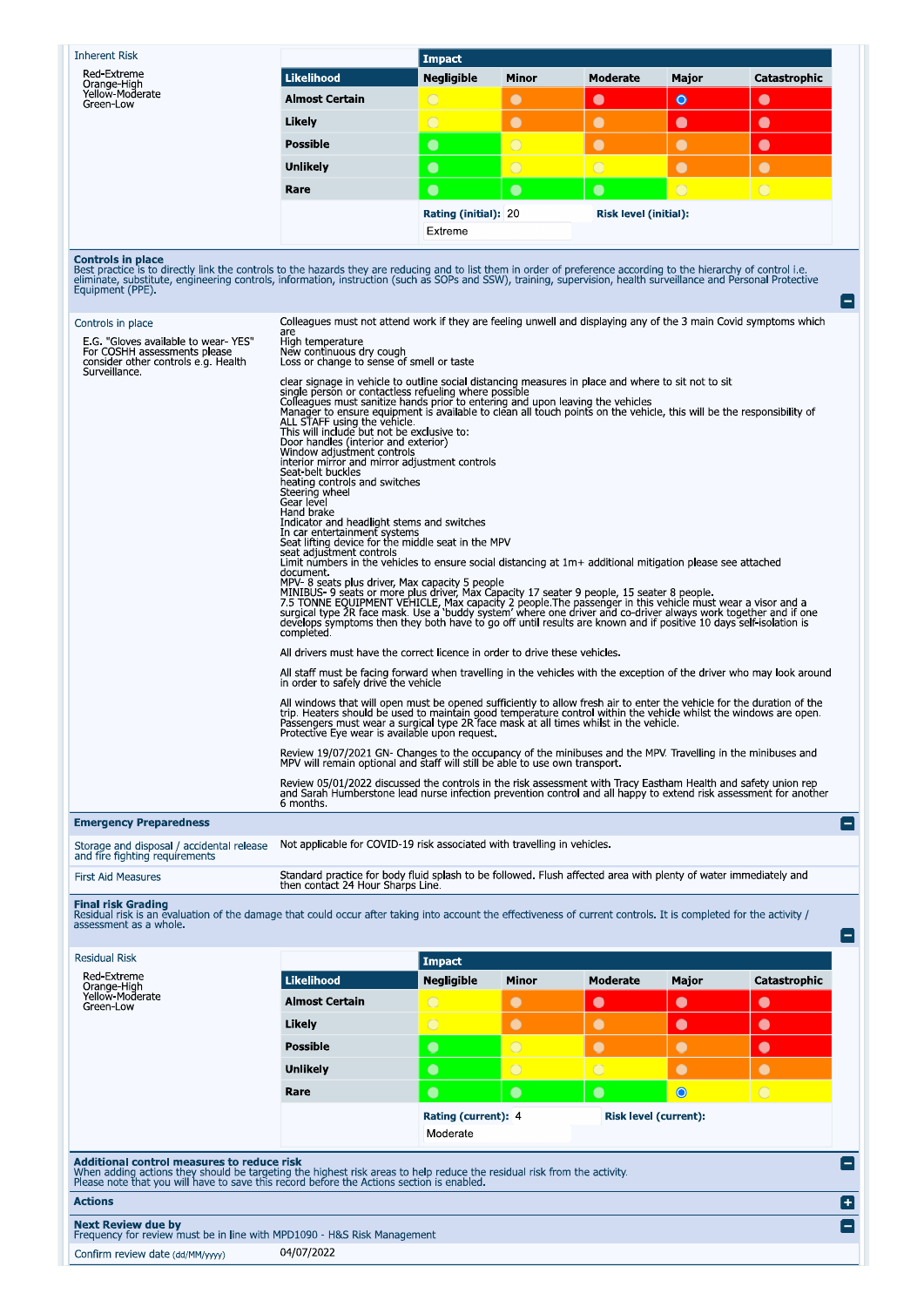**Inherent Risk**

Red-Extreme
Orange-High
Yellow-Moderate
Green-Low

| | Impact | | | | |
|---|---|---|---|---|---|
| **Likelihood** | **Negligible** | **Minor** | **Moderate** | **Major** | **Catastrophic** |
| **Almost Certain** | ○ | ○ | ○ | ● | ○ |
| **Likely** | ○ | ○ | ○ | ○ | ○ |
| **Possible** | ○ | ○ | ○ | ○ | ○ |
| **Unlikely** | ○ | ○ | ○ | ○ | ○ |
| **Rare** | ○ | ○ | ○ | ○ | ○ |

**Rating (initial):** 20 **Risk level (initial):** Extreme

## Controls in place

Best practice is to directly link the controls to the hazards they are reducing and to list them in order of preference according to the hierarchy of control i.e. eliminate, substitute, engineering controls, information, instruction (such as SOPs and SSW), training, supervision, health surveillance and Personal Protective Equipment (PPE).

**Controls in place**

E.G. "Gloves available to wear- YES"
For COSHH assessments please consider other controls e.g. Health Surveillance.

Colleagues must not attend work if they are feeling unwell and displaying any of the 3 main Covid symptoms which are
High temperature
New continuous dry cough
Loss or change to sense of smell or taste

clear signage in vehicle to outline social distancing measures in place and where to sit not to sit
single person or contactless refueling where possible
Colleagues must sanitize hands prior to entering and upon leaving the vehicles
Manager to ensure equipment is available to clean all touch points on the vehicle, this will be the responsibility of ALL STAFF using the vehicle.
This will include but not be exclusive to:
Door handles (interior and exterior)
Window adjustment controls
interior mirror and mirror adjustment controls
Seat-belt buckles
heating controls and switches
Steering wheel
Gear level
Hand brake
Indicator and headlight stems and switches
In car entertainment systems
Seat lifting device for the middle seat in the MPV
seat adjustment controls
Limit numbers in the vehicles to ensure social distancing at 1m+ additional mitigation please see attached document.
MPV- 8 seats plus driver, Max capacity 5 people
MINIBUS- 9 seats or more plus driver, Max Capacity 17 seater 9 people, 15 seater 8 people.
7.5 TONNE EQUIPMENT VEHICLE, Max capacity 2 people.The passenger in this vehicle must wear a visor and a surgical type 2R face mask. Use a 'buddy system' where one driver and co-driver always work together and if one develops symptoms then they both have to go off until results are known and if positive 10 days self-isolation is completed.

All drivers must have the correct licence in order to drive these vehicles.

All staff must be facing forward when travelling in the vehicles with the exception of the driver who may look around in order to safely drive the vehicle

All windows that will open must be opened sufficiently to allow fresh air to enter the vehicle for the duration of the trip. Heaters should be used to maintain good temperature control within the vehicle whilst the windows are open. Passengers must wear a surgical type 2R face mask at all times whilst in the vehicle.
Protective Eye wear is available upon request.

Review 19/07/2021 GN- Changes to the occupancy of the minibuses and the MPV. Travelling in the minibuses and MPV will remain optional and staff will still be able to use own transport.

Review 05/01/2022 discussed the controls in the risk assessment with Tracy Eastham Health and safety union rep and Sarah Humberstone lead nurse infection prevention control and all happy to extend risk assessment for another 6 months.

## Emergency Preparedness

| | |
|---|---|
| Storage and disposal / accidental release and fire fighting requirements | Not applicable for COVID-19 risk associated with travelling in vehicles. |
| First Aid Measures | Standard practice for body fluid splash to be followed. Flush affected area with plenty of water immediately and then contact 24 Hour Sharps Line. |

## Final risk Grading

Residual risk is an evaluation of the damage that could occur after taking into account the effectiveness of current controls. It is completed for the activity / assessment as a whole.

**Residual Risk**

Red-Extreme
Orange-High
Yellow-Moderate
Green-Low

| | Impact | | | | |
|---|---|---|---|---|---|
| **Likelihood** | **Negligible** | **Minor** | **Moderate** | **Major** | **Catastrophic** |
| **Almost Certain** | ○ | ○ | ○ | ○ | ○ |
| **Likely** | ○ | ○ | ○ | ○ | ○ |
| **Possible** | ○ | ○ | ○ | ○ | ○ |
| **Unlikely** | ○ | ○ | ○ | ○ | ○ |
| **Rare** | ○ | ○ | ○ | ● | ○ |

**Rating (current):** 4 **Risk level (current):** Moderate

## Additional control measures to reduce risk

When adding actions they should be targeting the highest risk areas to help reduce the residual risk from the activity.
Please note that you will have to save this record before the Actions section is enabled.

## Actions

## Next Review due by

Frequency for review must be in line with MPD1090 - H&S Risk Management

Confirm review date (dd/MM/yyyy) 04/07/2022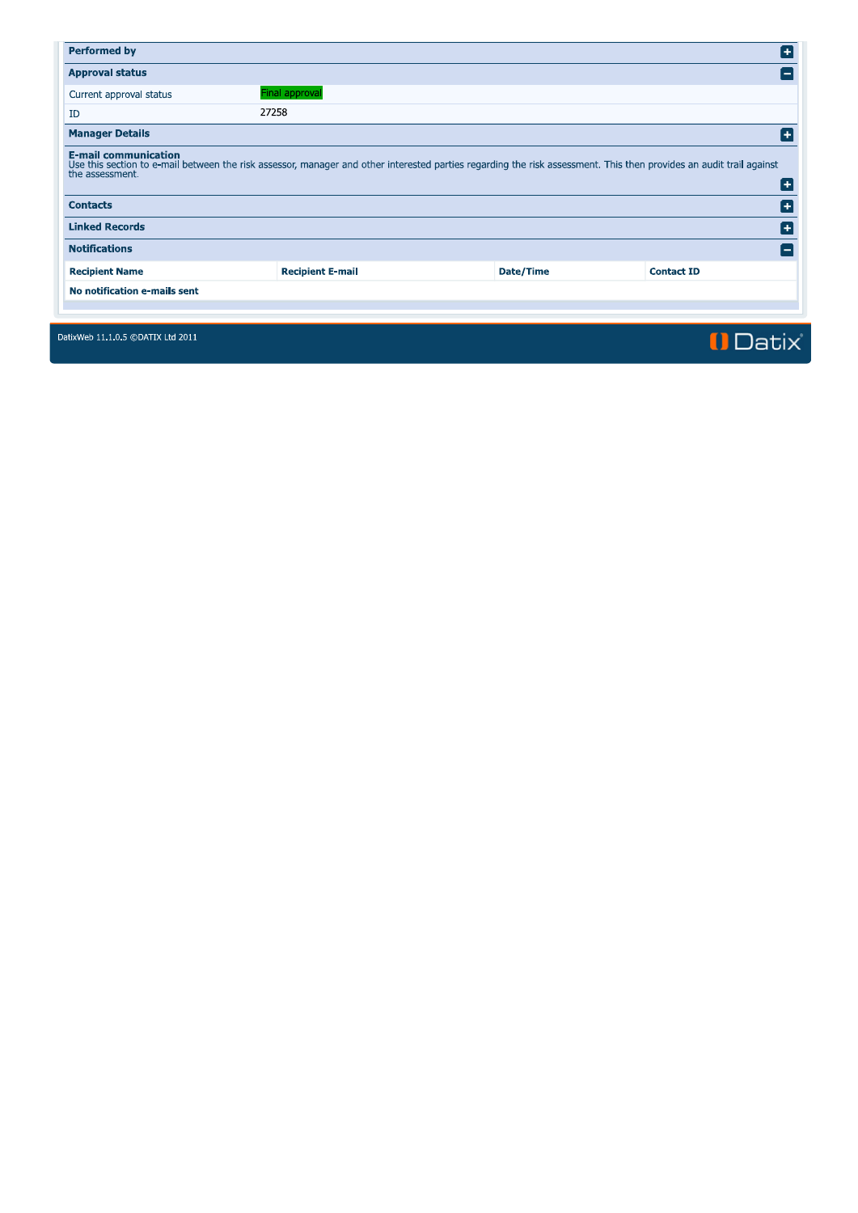**Performed by**

**Approval status**

| | |
|---|---|
| Current approval status | Final approval |
| ID | 27258 |

**Manager Details**

**E-mail communication**
Use this section to e-mail between the risk assessor, manager and other interested parties regarding the risk assessment. This then provides an audit trail against the assessment.

**Contacts**

**Linked Records**

**Notifications**

| Recipient Name | Recipient E-mail | Date/Time | Contact ID |
|---|---|---|---|
| **No notification e-mails sent** | | | |

DatixWeb 11.1.0.5 ©DATIX Ltd 2011